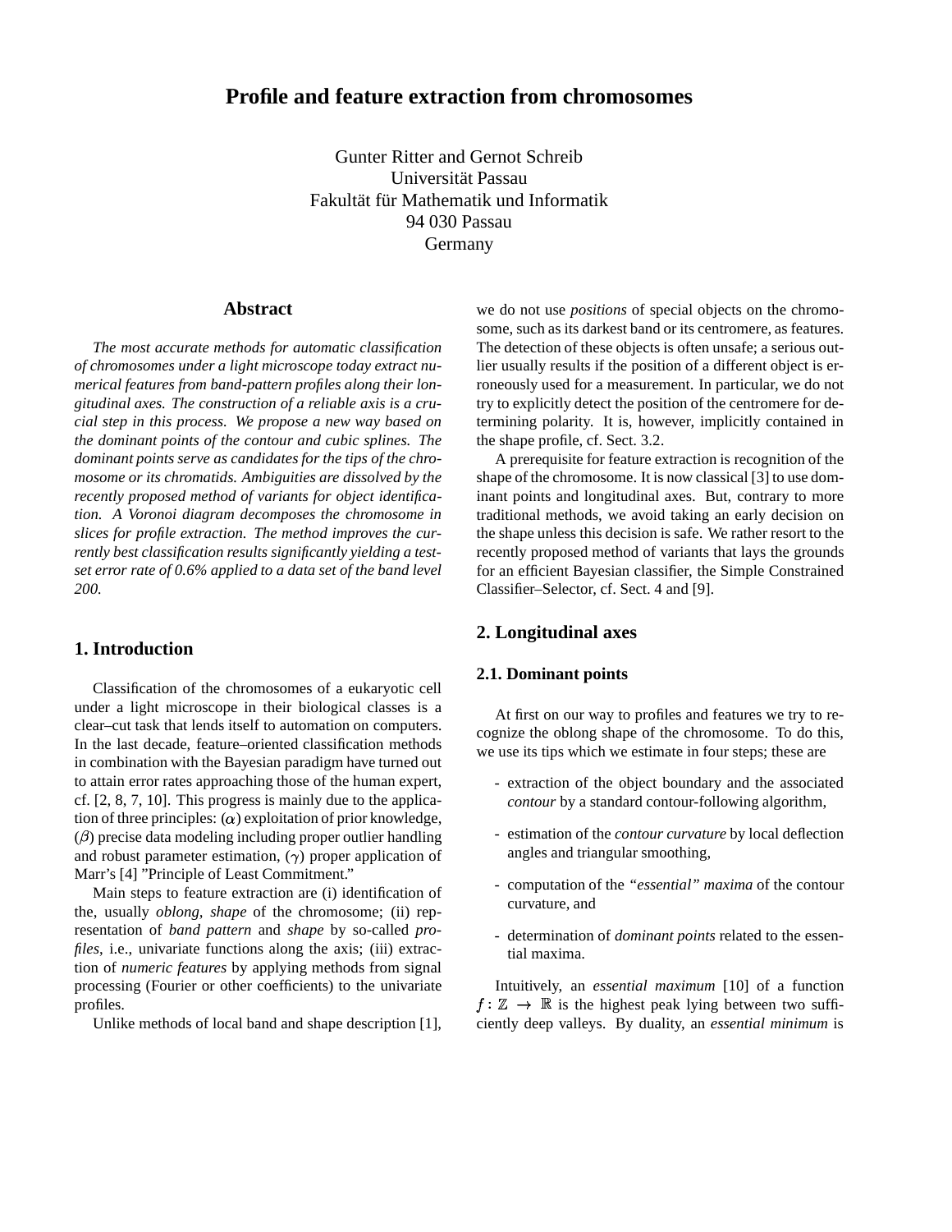# Profile and feature extraction from chromosomes

Gunter Ritter and Gernot Schreib
Universität Passau
Fakultät für Mathematik und Informatik
94 030 Passau
Germany

## Abstract

*The most accurate methods for automatic classification of chromosomes under a light microscope today extract numerical features from band-pattern profiles along their longitudinal axes. The construction of a reliable axis is a crucial step in this process. We propose a new way based on the dominant points of the contour and cubic splines. The dominant points serve as candidates for the tips of the chromosome or its chromatids. Ambiguities are dissolved by the recently proposed method of variants for object identification. A Voronoi diagram decomposes the chromosome in slices for profile extraction. The method improves the currently best classification results significantly yielding a test-set error rate of 0.6% applied to a data set of the band level 200.*

## 1. Introduction

Classification of the chromosomes of a eukaryotic cell under a light microscope in their biological classes is a clear–cut task that lends itself to automation on computers. In the last decade, feature–oriented classification methods in combination with the Bayesian paradigm have turned out to attain error rates approaching those of the human expert, cf. [2, 8, 7, 10]. This progress is mainly due to the application of three principles: ($\alpha$) exploitation of prior knowledge, ($\beta$) precise data modeling including proper outlier handling and robust parameter estimation, ($\gamma$) proper application of Marr's [4] "Principle of Least Commitment."

Main steps to feature extraction are (i) identification of the, usually *oblong*, *shape* of the chromosome; (ii) representation of *band pattern* and *shape* by so-called *profiles*, i.e., univariate functions along the axis; (iii) extraction of *numeric features* by applying methods from signal processing (Fourier or other coefficients) to the univariate profiles.

Unlike methods of local band and shape description [1], we do not use *positions* of special objects on the chromosome, such as its darkest band or its centromere, as features. The detection of these objects is often unsafe; a serious outlier usually results if the position of a different object is erroneously used for a measurement. In particular, we do not try to explicitly detect the position of the centromere for determining polarity. It is, however, implicitly contained in the shape profile, cf. Sect. 3.2.

A prerequisite for feature extraction is recognition of the shape of the chromosome. It is now classical [3] to use dominant points and longitudinal axes. But, contrary to more traditional methods, we avoid taking an early decision on the shape unless this decision is safe. We rather resort to the recently proposed method of variants that lays the grounds for an efficient Bayesian classifier, the Simple Constrained Classifier–Selector, cf. Sect. 4 and [9].

## 2. Longitudinal axes

### 2.1. Dominant points

At first on our way to profiles and features we try to recognize the oblong shape of the chromosome. To do this, we use its tips which we estimate in four steps; these are

- extraction of the object boundary and the associated *contour* by a standard contour-following algorithm,
- estimation of the *contour curvature* by local deflection angles and triangular smoothing,
- computation of the *"essential" maxima* of the contour curvature, and
- determination of *dominant points* related to the essential maxima.

Intuitively, an *essential maximum* [10] of a function $f : \mathbb{Z} \to \mathbb{R}$ is the highest peak lying between two sufficiently deep valleys. By duality, an *essential minimum* is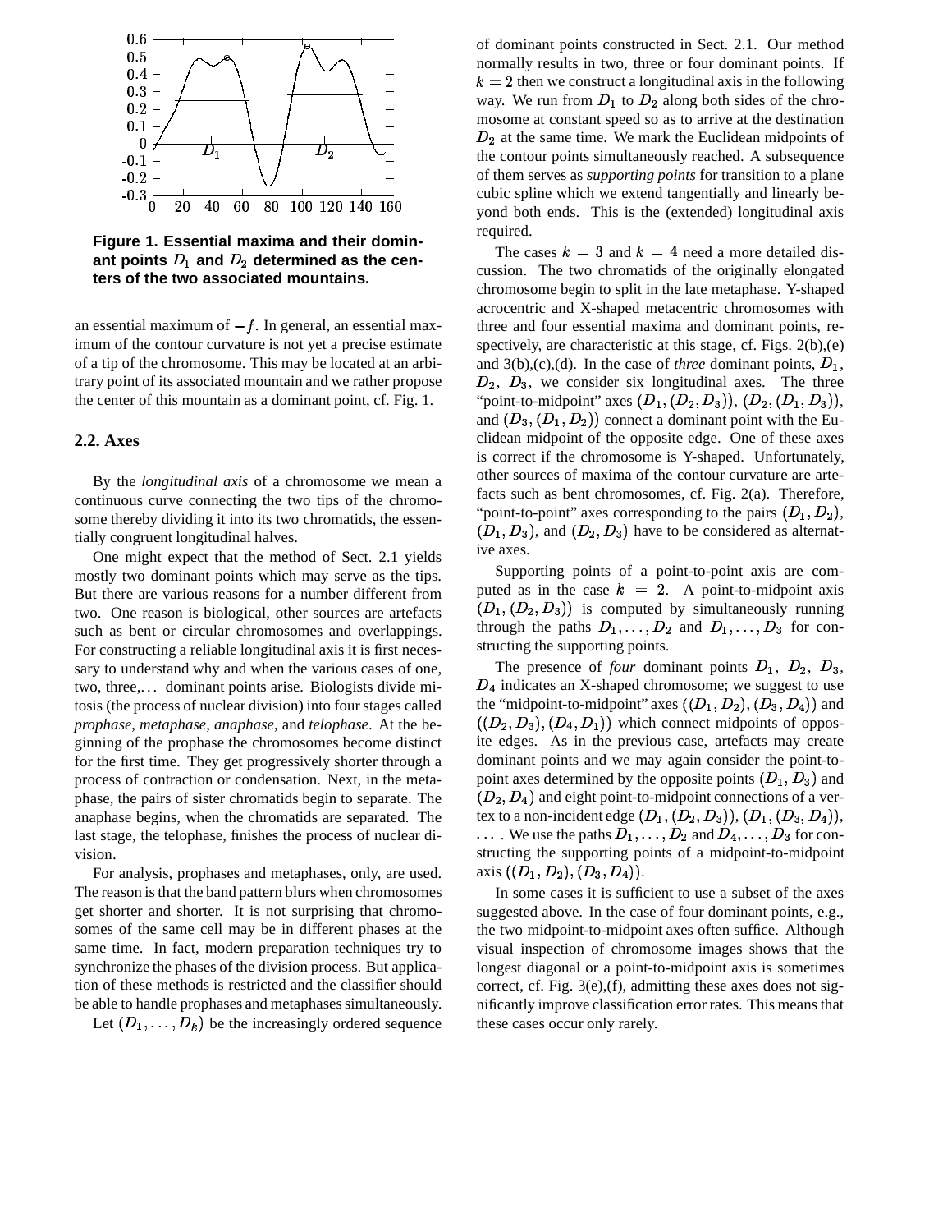**Figure 1. Essential maxima and their dominant points $D_1$ and $D_2$ determined as the centers of the two associated mountains.**

an essential maximum of $-f$. In general, an essential maximum of the contour curvature is not yet a precise estimate of a tip of the chromosome. This may be located at an arbitrary point of its associated mountain and we rather propose the center of this mountain as a dominant point, cf. Fig. 1.

### 2.2. Axes

By the *longitudinal axis* of a chromosome we mean a continuous curve connecting the two tips of the chromosome thereby dividing it into its two chromatids, the essentially congruent longitudinal halves.

One might expect that the method of Sect. 2.1 yields mostly two dominant points which may serve as the tips. But there are various reasons for a number different from two. One reason is biological, other sources are artefacts such as bent or circular chromosomes and overlappings. For constructing a reliable longitudinal axis it is first necessary to understand why and when the various cases of one, two, three,... dominant points arise. Biologists divide mitosis (the process of nuclear division) into four stages called *prophase*, *metaphase*, *anaphase*, and *telophase*. At the beginning of the prophase the chromosomes become distinct for the first time. They get progressively shorter through a process of contraction or condensation. Next, in the metaphase, the pairs of sister chromatids begin to separate. The anaphase begins, when the chromatids are separated. The last stage, the telophase, finishes the process of nuclear division.

For analysis, prophases and metaphases, only, are used. The reason is that the band pattern blurs when chromosomes get shorter and shorter. It is not surprising that chromosomes of the same cell may be in different phases at the same time. In fact, modern preparation techniques try to synchronize the phases of the division process. But application of these methods is restricted and the classifier should be able to handle prophases and metaphases simultaneously.

Let $(D_1, \ldots, D_k)$ be the increasingly ordered sequence of dominant points constructed in Sect. 2.1. Our method normally results in two, three or four dominant points. If $k = 2$ then we construct a longitudinal axis in the following way. We run from $D_1$ to $D_2$ along both sides of the chromosome at constant speed so as to arrive at the destination $D_2$ at the same time. We mark the Euclidean midpoints of the contour points simultaneously reached. A subsequence of them serves as *supporting points* for transition to a plane cubic spline which we extend tangentially and linearly beyond both ends. This is the (extended) longitudinal axis required.

The cases $k = 3$ and $k = 4$ need a more detailed discussion. The two chromatids of the originally elongated chromosome begin to split in the late metaphase. Y-shaped acrocentric and X-shaped metacentric chromosomes with three and four essential maxima and dominant points, respectively, are characteristic at this stage, cf. Figs. 2(b),(e) and 3(b),(c),(d). In the case of *three* dominant points, $D_1$, $D_2$, $D_3$, we consider six longitudinal axes. The three "point-to-midpoint" axes $(D_1, (D_2, D_3))$, $(D_2, (D_1, D_3))$, and $(D_3, (D_1, D_2))$ connect a dominant point with the Euclidean midpoint of the opposite edge. One of these axes is correct if the chromosome is Y-shaped. Unfortunately, other sources of maxima of the contour curvature are artefacts such as bent chromosomes, cf. Fig. 2(a). Therefore, "point-to-point" axes corresponding to the pairs $(D_1, D_2)$, $(D_1, D_3)$, and $(D_2, D_3)$ have to be considered as alternative axes.

Supporting points of a point-to-point axis are computed as in the case $k = 2$. A point-to-midpoint axis $(D_1, (D_2, D_3))$ is computed by simultaneously running through the paths $D_1, \ldots, D_2$ and $D_1, \ldots, D_3$ for constructing the supporting points.

The presence of *four* dominant points $D_1$, $D_2$, $D_3$, $D_4$ indicates an X-shaped chromosome; we suggest to use the "midpoint-to-midpoint" axes $((D_1, D_2), (D_3, D_4))$ and $((D_2, D_3), (D_4, D_1))$ which connect midpoints of opposite edges. As in the previous case, artefacts may create dominant points and we may again consider the point-to-point axes determined by the opposite points $(D_1, D_3)$ and $(D_2, D_4)$ and eight point-to-midpoint connections of a vertex to a non-incident edge $(D_1, (D_2, D_3))$, $(D_1, (D_3, D_4))$, $\ldots$ . We use the paths $D_1, \ldots, D_2$ and $D_4, \ldots, D_3$ for constructing the supporting points of a midpoint-to-midpoint axis $((D_1, D_2), (D_3, D_4))$.

In some cases it is sufficient to use a subset of the axes suggested above. In the case of four dominant points, e.g., the two midpoint-to-midpoint axes often suffice. Although visual inspection of chromosome images shows that the longest diagonal or a point-to-midpoint axis is sometimes correct, cf. Fig. 3(e),(f), admitting these axes does not significantly improve classification error rates. This means that these cases occur only rarely.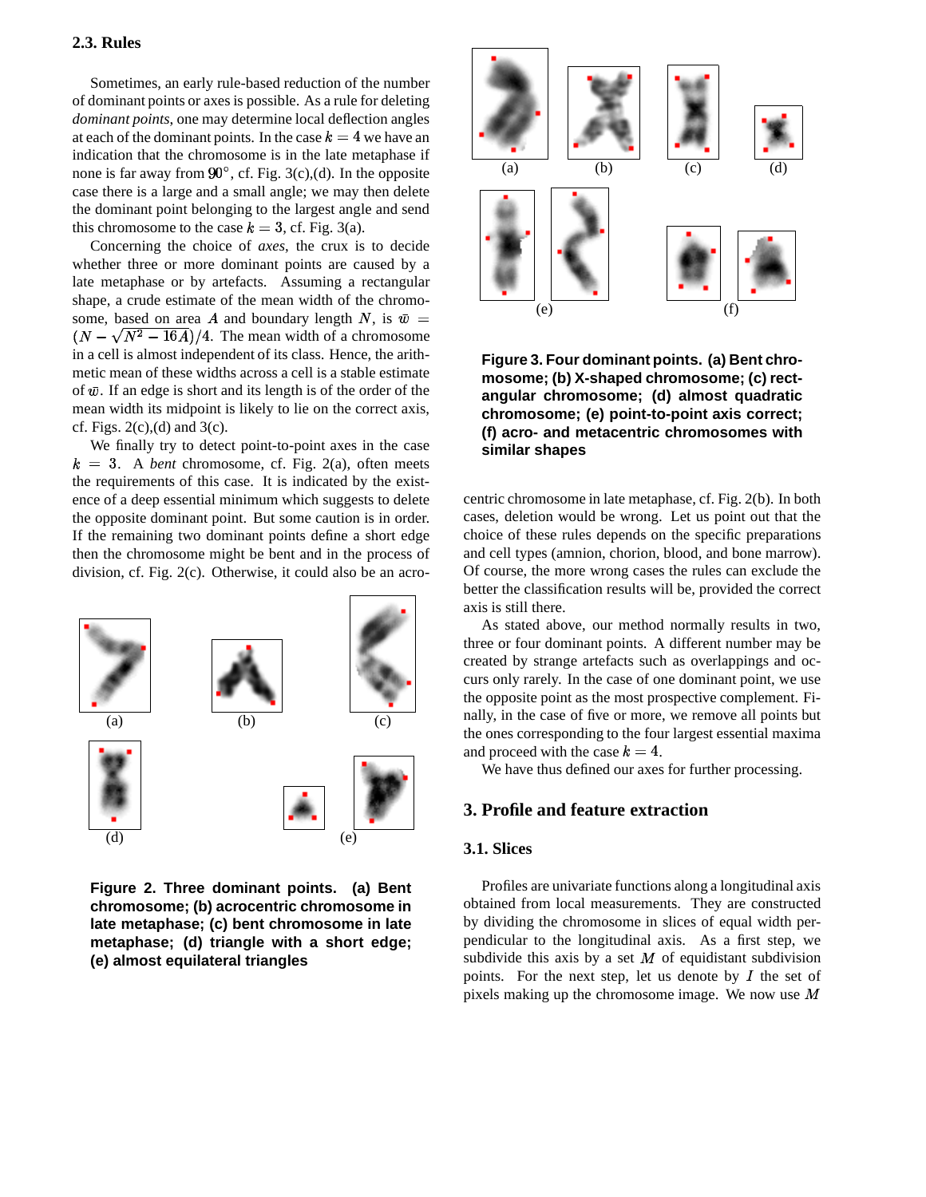### 2.3. Rules

Sometimes, an early rule-based reduction of the number of dominant points or axes is possible. As a rule for deleting *dominant points*, one may determine local deflection angles at each of the dominant points. In the case $k = 4$ we have an indication that the chromosome is in the late metaphase if none is far away from $90^\circ$, cf. Fig. 3(c),(d). In the opposite case there is a large and a small angle; we may then delete the dominant point belonging to the largest angle and send this chromosome to the case $k = 3$, cf. Fig. 3(a).

Concerning the choice of *axes*, the crux is to decide whether three or more dominant points are caused by a late metaphase or by artefacts. Assuming a rectangular shape, a crude estimate of the mean width of the chromosome, based on area $A$ and boundary length $N$, is $\bar{w} = (N - \sqrt{N^2 - 16A})/4$. The mean width of a chromosome in a cell is almost independent of its class. Hence, the arithmetic mean of these widths across a cell is a stable estimate of $\bar{w}$. If an edge is short and its length is of the order of the mean width its midpoint is likely to lie on the correct axis, cf. Figs. 2(c),(d) and 3(c).

We finally try to detect point-to-point axes in the case $k = 3$. A *bent* chromosome, cf. Fig. 2(a), often meets the requirements of this case. It is indicated by the existence of a deep essential minimum which suggests to delete the opposite dominant point. But some caution is in order. If the remaining two dominant points define a short edge then the chromosome might be bent and in the process of division, cf. Fig. 2(c). Otherwise, it could also be an acrocentric chromosome in late metaphase, cf. Fig. 2(b). In both cases, deletion would be wrong. Let us point out that the choice of these rules depends on the specific preparations and cell types (amnion, chorion, blood, and bone marrow). Of course, the more wrong cases the rules can exclude the better the classification results will be, provided the correct axis is still there.

**Figure 2. Three dominant points. (a) Bent chromosome; (b) acrocentric chromosome in late metaphase; (c) bent chromosome in late metaphase; (d) triangle with a short edge; (e) almost equilateral triangles**

**Figure 3. Four dominant points. (a) Bent chromosome; (b) X-shaped chromosome; (c) rectangular chromosome; (d) almost quadratic chromosome; (e) point-to-point axis correct; (f) acro- and metacentric chromosomes with similar shapes**

As stated above, our method normally results in two, three or four dominant points. A different number may be created by strange artefacts such as overlappings and occurs only rarely. In the case of one dominant point, we use the opposite point as the most prospective complement. Finally, in the case of five or more, we remove all points but the ones corresponding to the four largest essential maxima and proceed with the case $k = 4$.

We have thus defined our axes for further processing.

## 3. Profile and feature extraction

### 3.1. Slices

Profiles are univariate functions along a longitudinal axis obtained from local measurements. They are constructed by dividing the chromosome in slices of equal width perpendicular to the longitudinal axis. As a first step, we subdivide this axis by a set $M$ of equidistant subdivision points. For the next step, let us denote by $I$ the set of pixels making up the chromosome image. We now use $M$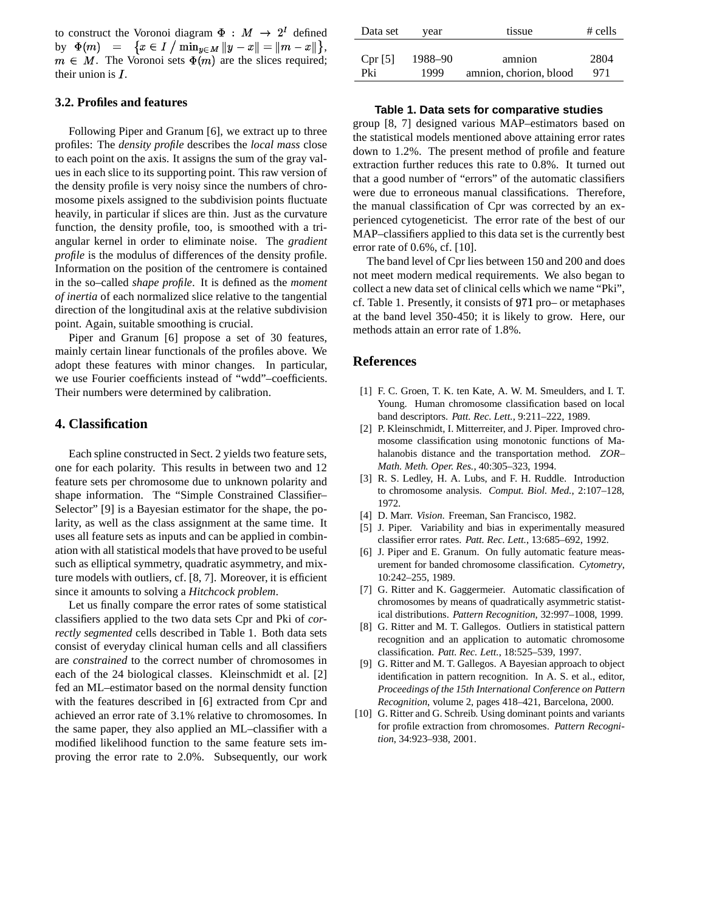to construct the Voronoi diagram $\Phi : M \to 2^I$ defined by $\Phi(m) = \{x \in I \,/\, \min_{y \in M} \|y - x\| = \|m - x\|\}$, $m \in M$. The Voronoi sets $\Phi(m)$ are the slices required; their union is $I$.

### 3.2. Profiles and features

Following Piper and Granum [6], we extract up to three profiles: The *density profile* describes the *local mass* close to each point on the axis. It assigns the sum of the gray values in each slice to its supporting point. This raw version of the density profile is very noisy since the numbers of chromosome pixels assigned to the subdivision points fluctuate heavily, in particular if slices are thin. Just as the curvature function, the density profile, too, is smoothed with a triangular kernel in order to eliminate noise. The *gradient profile* is the modulus of differences of the density profile. Information on the position of the centromere is contained in the so–called *shape profile*. It is defined as the *moment of inertia* of each normalized slice relative to the tangential direction of the longitudinal axis at the relative subdivision point. Again, suitable smoothing is crucial.

Piper and Granum [6] propose a set of 30 features, mainly certain linear functionals of the profiles above. We adopt these features with minor changes. In particular, we use Fourier coefficients instead of "wdd"–coefficients. Their numbers were determined by calibration.

## 4. Classification

Each spline constructed in Sect. 2 yields two feature sets, one for each polarity. This results in between two and 12 feature sets per chromosome due to unknown polarity and shape information. The "Simple Constrained Classifier–Selector" [9] is a Bayesian estimator for the shape, the polarity, as well as the class assignment at the same time. It uses all feature sets as inputs and can be applied in combination with all statistical models that have proved to be useful such as elliptical symmetry, quadratic asymmetry, and mixture models with outliers, cf. [8, 7]. Moreover, it is efficient since it amounts to solving a *Hitchcock problem*.

Let us finally compare the error rates of some statistical classifiers applied to the two data sets Cpr and Pki of *correctly segmented* cells described in Table 1. Both data sets consist of everyday clinical human cells and all classifiers are *constrained* to the correct number of chromosomes in each of the 24 biological classes. Kleinschmidt et al. [2] fed an ML–estimator based on the normal density function with the features described in [6] extracted from Cpr and achieved an error rate of 3.1% relative to chromosomes. In the same paper, they also applied an ML–classifier with a modified likelihood function to the same feature sets improving the error rate to 2.0%. Subsequently, our work group [8, 7] designed various MAP–estimators based on the statistical models mentioned above attaining error rates down to 1.2%. The present method of profile and feature extraction further reduces this rate to 0.8%. It turned out that a good number of "errors" of the automatic classifiers were due to erroneous manual classifications. Therefore, the manual classification of Cpr was corrected by an experienced cytogeneticist. The error rate of the best of our MAP–classifiers applied to this data set is the currently best error rate of 0.6%, cf. [10].

| Data set | year | tissue | # cells |
|---|---|---|---|
| Cpr [5] | 1988–90 | amnion | 2804 |
| Pki | 1999 | amnion, chorion, blood | 971 |

**Table 1. Data sets for comparative studies**

The band level of Cpr lies between 150 and 200 and does not meet modern medical requirements. We also began to collect a new data set of clinical cells which we name "Pki", cf. Table 1. Presently, it consists of $971$ pro– or metaphases at the band level 350-450; it is likely to grow. Here, our methods attain an error rate of 1.8%.

## References

[1] F. C. Groen, T. K. ten Kate, A. W. M. Smeulders, and I. T. Young. Human chromosome classification based on local band descriptors. *Patt. Rec. Lett.*, 9:211–222, 1989.

[2] P. Kleinschmidt, I. Mitterreiter, and J. Piper. Improved chromosome classification using monotonic functions of Mahalanobis distance and the transportation method. *ZOR–Math. Meth. Oper. Res.*, 40:305–323, 1994.

[3] R. S. Ledley, H. A. Lubs, and F. H. Ruddle. Introduction to chromosome analysis. *Comput. Biol. Med.*, 2:107–128, 1972.

[4] D. Marr. *Vision.* Freeman, San Francisco, 1982.

[5] J. Piper. Variability and bias in experimentally measured classifier error rates. *Patt. Rec. Lett.*, 13:685–692, 1992.

[6] J. Piper and E. Granum. On fully automatic feature measurement for banded chromosome classification. *Cytometry*, 10:242–255, 1989.

[7] G. Ritter and K. Gaggermeier. Automatic classification of chromosomes by means of quadratically asymmetric statistical distributions. *Pattern Recognition*, 32:997–1008, 1999.

[8] G. Ritter and M. T. Gallegos. Outliers in statistical pattern recognition and an application to automatic chromosome classification. *Patt. Rec. Lett.*, 18:525–539, 1997.

[9] G. Ritter and M. T. Gallegos. A Bayesian approach to object identification in pattern recognition. In A. S. et al., editor, *Proceedings of the 15th International Conference on Pattern Recognition*, volume 2, pages 418–421, Barcelona, 2000.

[10] G. Ritter and G. Schreib. Using dominant points and variants for profile extraction from chromosomes. *Pattern Recognition*, 34:923–938, 2001.